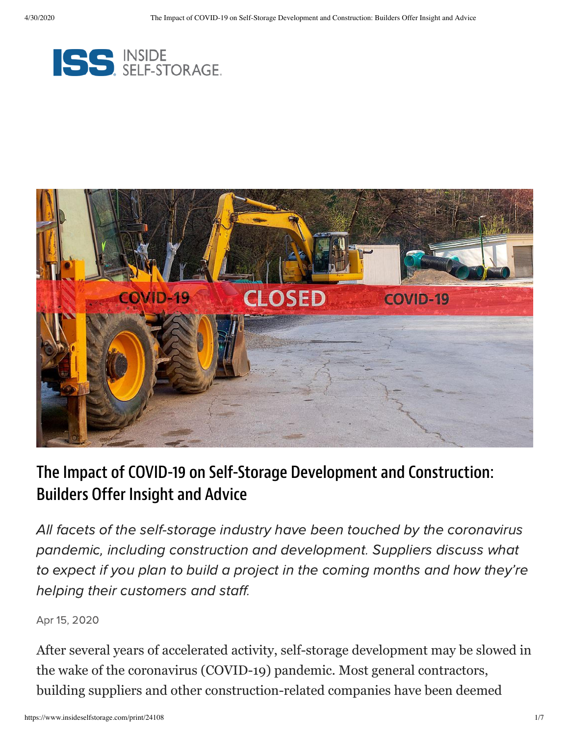# The Impact of COVID-19 on Self-Storage Development and Construction: Builders Offer Insight and Advice

*All facets of the self-storage industry have been touched by the coronavirus pandemic, including construction and development. Suppliers discuss what to expect if you plan to build a project in the coming months and how they're helping their customers and staff.*

Apr 15, 2020

After several years of accelerated activity, self-storage development may be slowed in the wake of the coronavirus (COVID-19) pandemic. Most general contractors, building suppliers and other construction-related companies have been deemed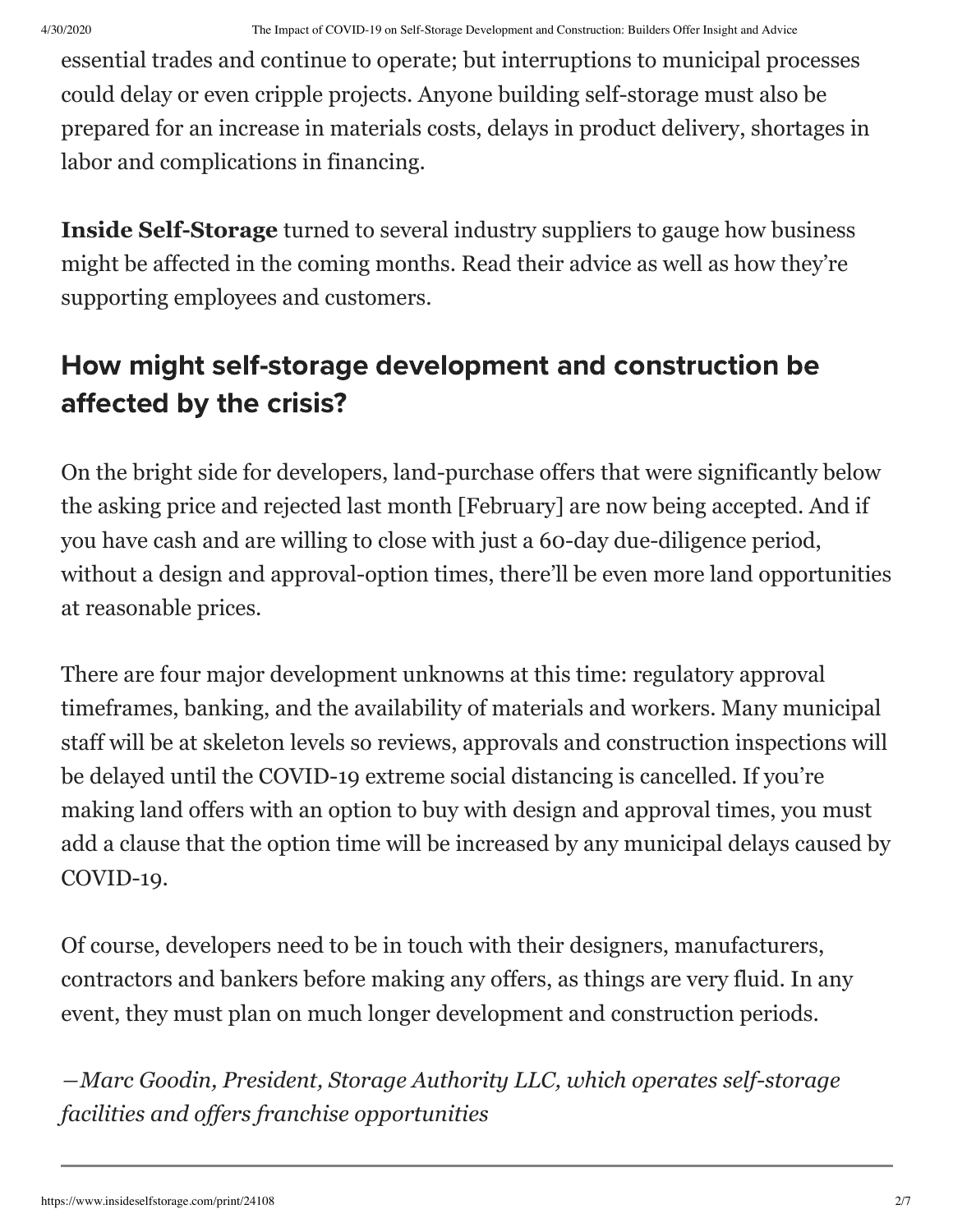essential trades and continue to operate; but interruptions to municipal processes could delay or even cripple projects. Anyone building self-storage must also be prepared for an increase in materials costs, delays in product delivery, shortages in labor and complications in financing.

**Inside Self-Storage** turned to several industry suppliers to gauge how business might be affected in the coming months. Read their advice as well as how they're supporting employees and customers.

## How might self-storage development and construction be affected by the crisis?

On the bright side for developers, land-purchase offers that were significantly below the asking price and rejected last month [February] are now being accepted. And if you have cash and are willing to close with just a 60-day due-diligence period, without a design and approval-option times, there'll be even more land opportunities at reasonable prices.

There are four major development unknowns at this time: regulatory approval timeframes, banking, and the availability of materials and workers. Many municipal staff will be at skeleton levels so reviews, approvals and construction inspections will be delayed until the COVID-19 extreme social distancing is cancelled. If you're making land offers with an option to buy with design and approval times, you must add a clause that the option time will be increased by any municipal delays caused by COVID-19.

Of course, developers need to be in touch with their designers, manufacturers, contractors and bankers before making any offers, as things are very fluid. In any event, they must plan on much longer development and construction periods.

*—Marc Goodin, President, Storage Authority LLC, which operates self-storage facilities and offers franchise opportunities*

---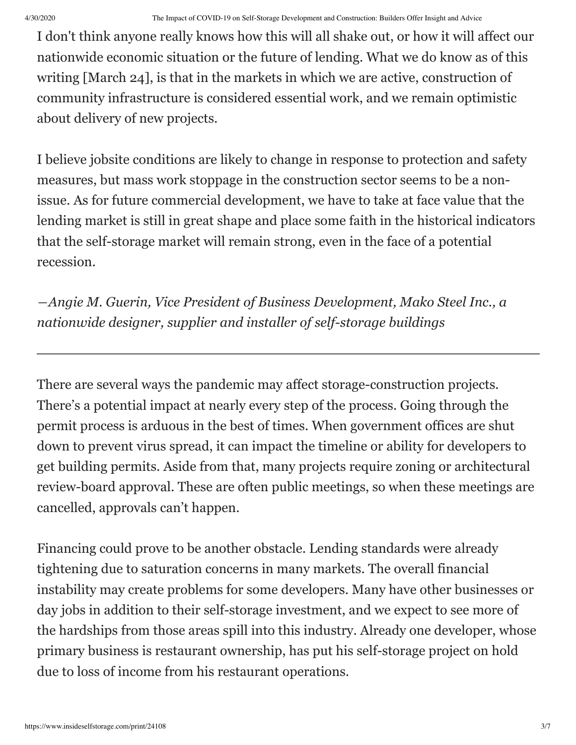I don't think anyone really knows how this will all shake out, or how it will affect our nationwide economic situation or the future of lending. What we do know as of this writing [March 24], is that in the markets in which we are active, construction of community infrastructure is considered essential work, and we remain optimistic about delivery of new projects.

I believe jobsite conditions are likely to change in response to protection and safety measures, but mass work stoppage in the construction sector seems to be a non-issue. As for future commercial development, we have to take at face value that the lending market is still in great shape and place some faith in the historical indicators that the self-storage market will remain strong, even in the face of a potential recession.

*—Angie M. Guerin, Vice President of Business Development, Mako Steel Inc., a nationwide designer, supplier and installer of self-storage buildings*

---

There are several ways the pandemic may affect storage-construction projects. There's a potential impact at nearly every step of the process. Going through the permit process is arduous in the best of times. When government offices are shut down to prevent virus spread, it can impact the timeline or ability for developers to get building permits. Aside from that, many projects require zoning or architectural review-board approval. These are often public meetings, so when these meetings are cancelled, approvals can't happen.

Financing could prove to be another obstacle. Lending standards were already tightening due to saturation concerns in many markets. The overall financial instability may create problems for some developers. Many have other businesses or day jobs in addition to their self-storage investment, and we expect to see more of the hardships from those areas spill into this industry. Already one developer, whose primary business is restaurant ownership, has put his self-storage project on hold due to loss of income from his restaurant operations.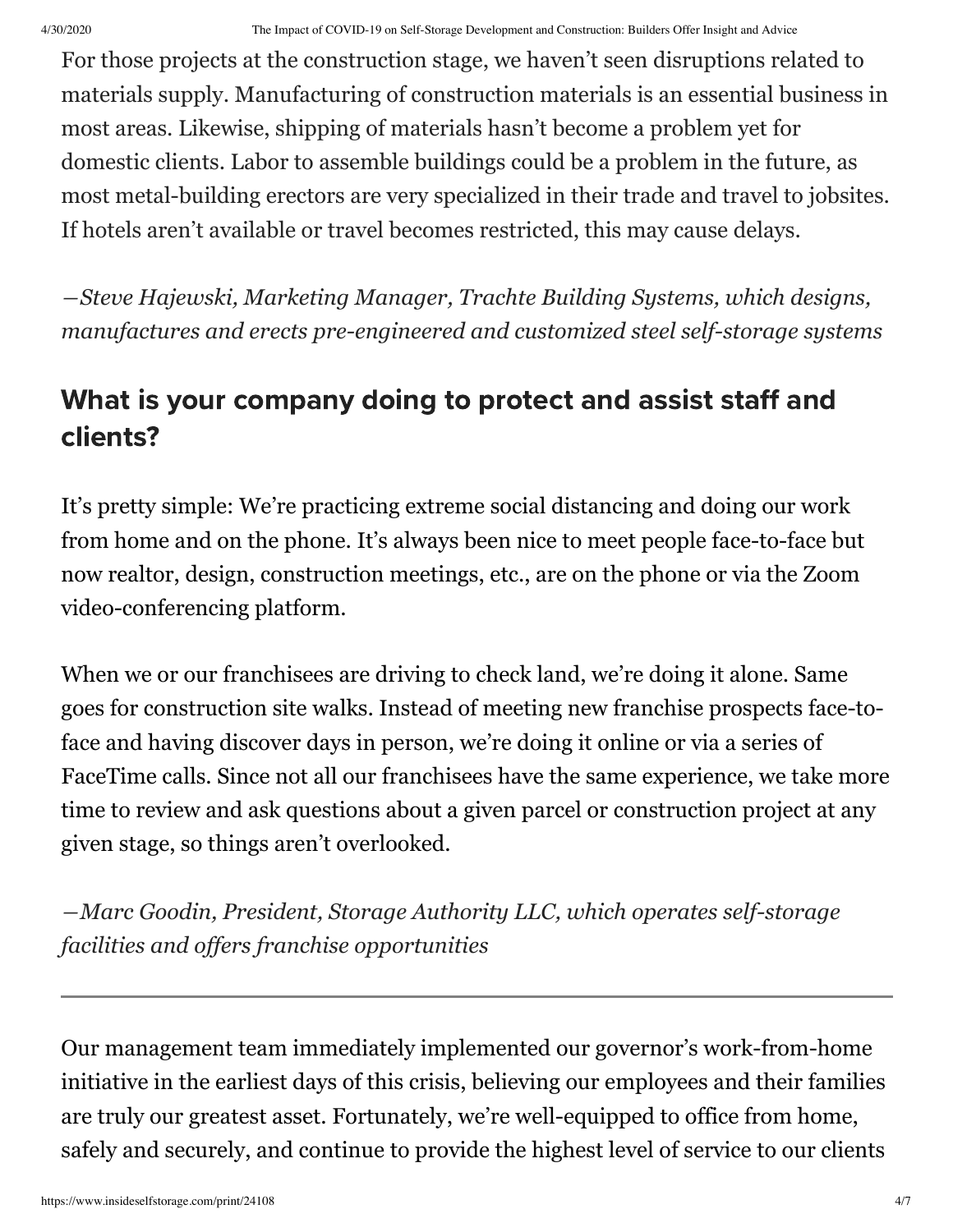For those projects at the construction stage, we haven't seen disruptions related to materials supply. Manufacturing of construction materials is an essential business in most areas. Likewise, shipping of materials hasn't become a problem yet for domestic clients. Labor to assemble buildings could be a problem in the future, as most metal-building erectors are very specialized in their trade and travel to jobsites. If hotels aren't available or travel becomes restricted, this may cause delays.

*—Steve Hajewski, Marketing Manager, Trachte Building Systems, which designs, manufactures and erects pre-engineered and customized steel self-storage systems*

## What is your company doing to protect and assist staff and clients?

It's pretty simple: We're practicing extreme social distancing and doing our work from home and on the phone. It's always been nice to meet people face-to-face but now realtor, design, construction meetings, etc., are on the phone or via the Zoom video-conferencing platform.

When we or our franchisees are driving to check land, we're doing it alone. Same goes for construction site walks. Instead of meeting new franchise prospects face-to-face and having discover days in person, we're doing it online or via a series of FaceTime calls. Since not all our franchisees have the same experience, we take more time to review and ask questions about a given parcel or construction project at any given stage, so things aren't overlooked.

*—Marc Goodin, President, Storage Authority LLC, which operates self-storage facilities and offers franchise opportunities*

---

Our management team immediately implemented our governor's work-from-home initiative in the earliest days of this crisis, believing our employees and their families are truly our greatest asset. Fortunately, we're well-equipped to office from home, safely and securely, and continue to provide the highest level of service to our clients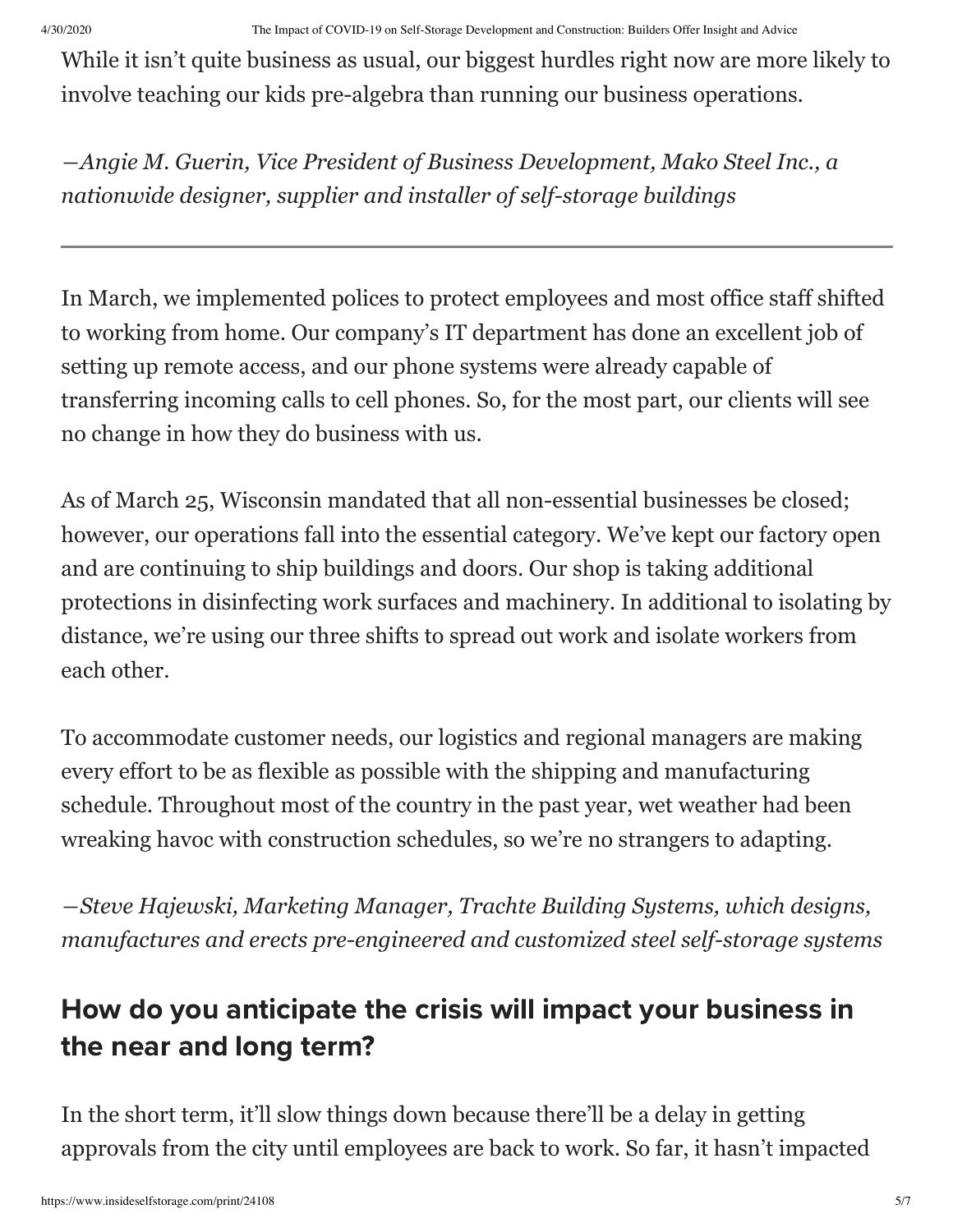While it isn't quite business as usual, our biggest hurdles right now are more likely to involve teaching our kids pre-algebra than running our business operations.

*—Angie M. Guerin, Vice President of Business Development, Mako Steel Inc., a nationwide designer, supplier and installer of self-storage buildings*

---

In March, we implemented polices to protect employees and most office staff shifted to working from home. Our company's IT department has done an excellent job of setting up remote access, and our phone systems were already capable of transferring incoming calls to cell phones. So, for the most part, our clients will see no change in how they do business with us.

As of March 25, Wisconsin mandated that all non-essential businesses be closed; however, our operations fall into the essential category. We've kept our factory open and are continuing to ship buildings and doors. Our shop is taking additional protections in disinfecting work surfaces and machinery. In additional to isolating by distance, we're using our three shifts to spread out work and isolate workers from each other.

To accommodate customer needs, our logistics and regional managers are making every effort to be as flexible as possible with the shipping and manufacturing schedule. Throughout most of the country in the past year, wet weather had been wreaking havoc with construction schedules, so we're no strangers to adapting.

*—Steve Hajewski, Marketing Manager, Trachte Building Systems, which designs, manufactures and erects pre-engineered and customized steel self-storage systems*

## How do you anticipate the crisis will impact your business in the near and long term?

In the short term, it'll slow things down because there'll be a delay in getting approvals from the city until employees are back to work. So far, it hasn't impacted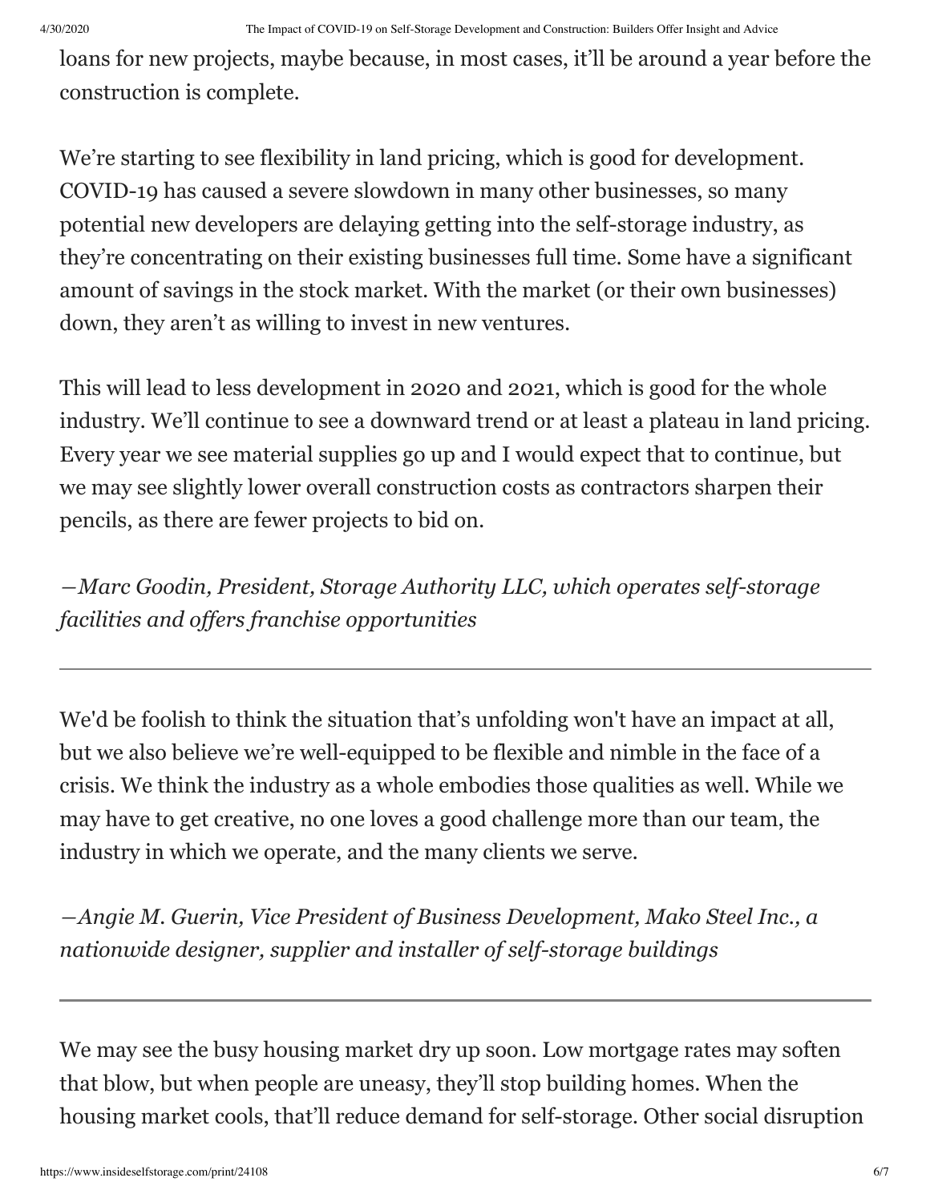loans for new projects, maybe because, in most cases, it'll be around a year before the construction is complete.

We're starting to see flexibility in land pricing, which is good for development. COVID-19 has caused a severe slowdown in many other businesses, so many potential new developers are delaying getting into the self-storage industry, as they're concentrating on their existing businesses full time. Some have a significant amount of savings in the stock market. With the market (or their own businesses) down, they aren't as willing to invest in new ventures.

This will lead to less development in 2020 and 2021, which is good for the whole industry. We'll continue to see a downward trend or at least a plateau in land pricing. Every year we see material supplies go up and I would expect that to continue, but we may see slightly lower overall construction costs as contractors sharpen their pencils, as there are fewer projects to bid on.

*—Marc Goodin, President, Storage Authority LLC, which operates self-storage facilities and offers franchise opportunities*

---

We'd be foolish to think the situation that's unfolding won't have an impact at all, but we also believe we're well-equipped to be flexible and nimble in the face of a crisis. We think the industry as a whole embodies those qualities as well. While we may have to get creative, no one loves a good challenge more than our team, the industry in which we operate, and the many clients we serve.

*—Angie M. Guerin, Vice President of Business Development, Mako Steel Inc., a nationwide designer, supplier and installer of self-storage buildings*

---

We may see the busy housing market dry up soon. Low mortgage rates may soften that blow, but when people are uneasy, they'll stop building homes. When the housing market cools, that'll reduce demand for self-storage. Other social disruption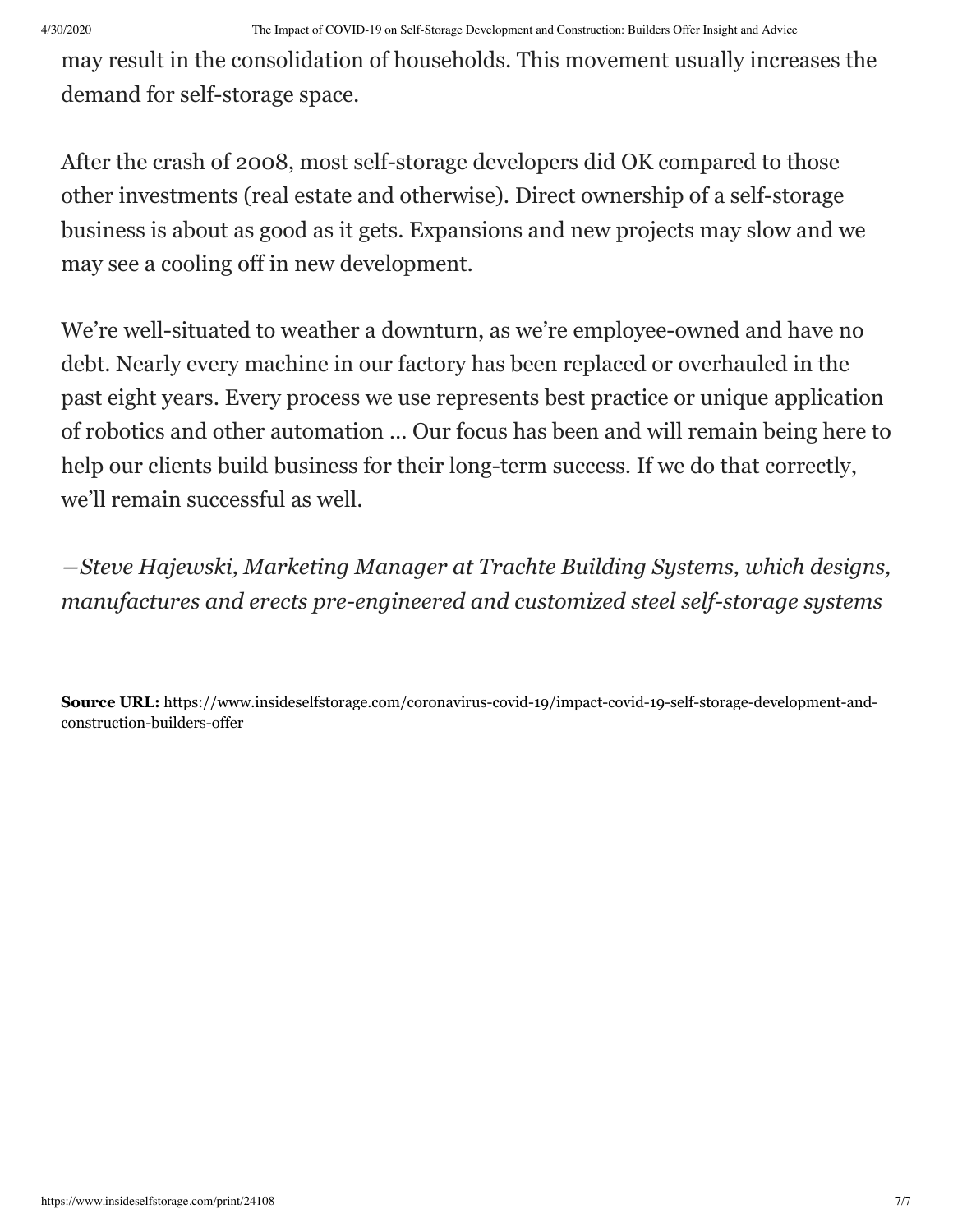may result in the consolidation of households. This movement usually increases the demand for self-storage space.

After the crash of 2008, most self-storage developers did OK compared to those other investments (real estate and otherwise). Direct ownership of a self-storage business is about as good as it gets. Expansions and new projects may slow and we may see a cooling off in new development.

We're well-situated to weather a downturn, as we're employee-owned and have no debt. Nearly every machine in our factory has been replaced or overhauled in the past eight years. Every process we use represents best practice or unique application of robotics and other automation … Our focus has been and will remain being here to help our clients build business for their long-term success. If we do that correctly, we'll remain successful as well.

*—Steve Hajewski, Marketing Manager at Trachte Building Systems, which designs, manufactures and erects pre-engineered and customized steel self-storage systems*

**Source URL:** https://www.insideselfstorage.com/coronavirus-covid-19/impact-covid-19-self-storage-development-and-construction-builders-offer